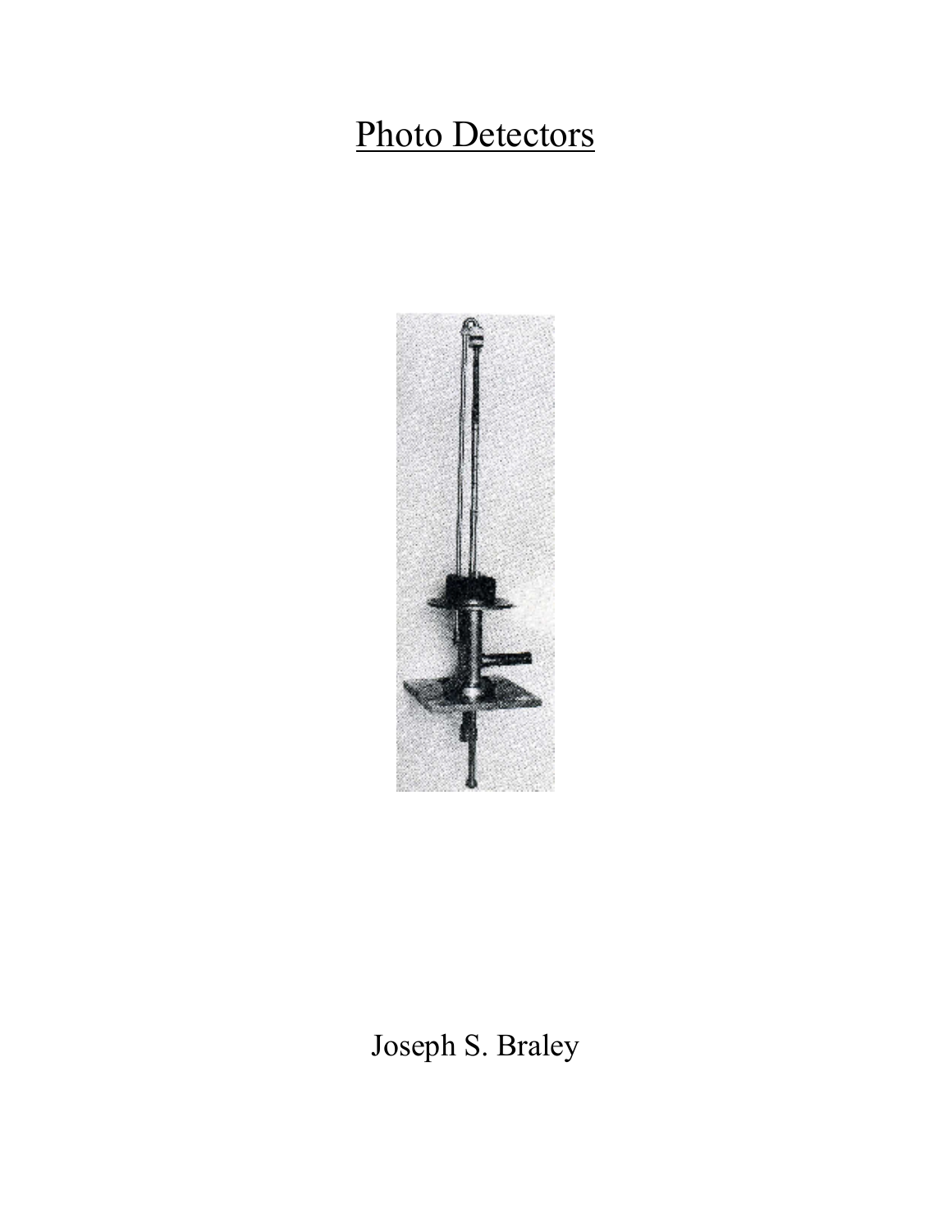# Photo Detectors

Joseph S. Braley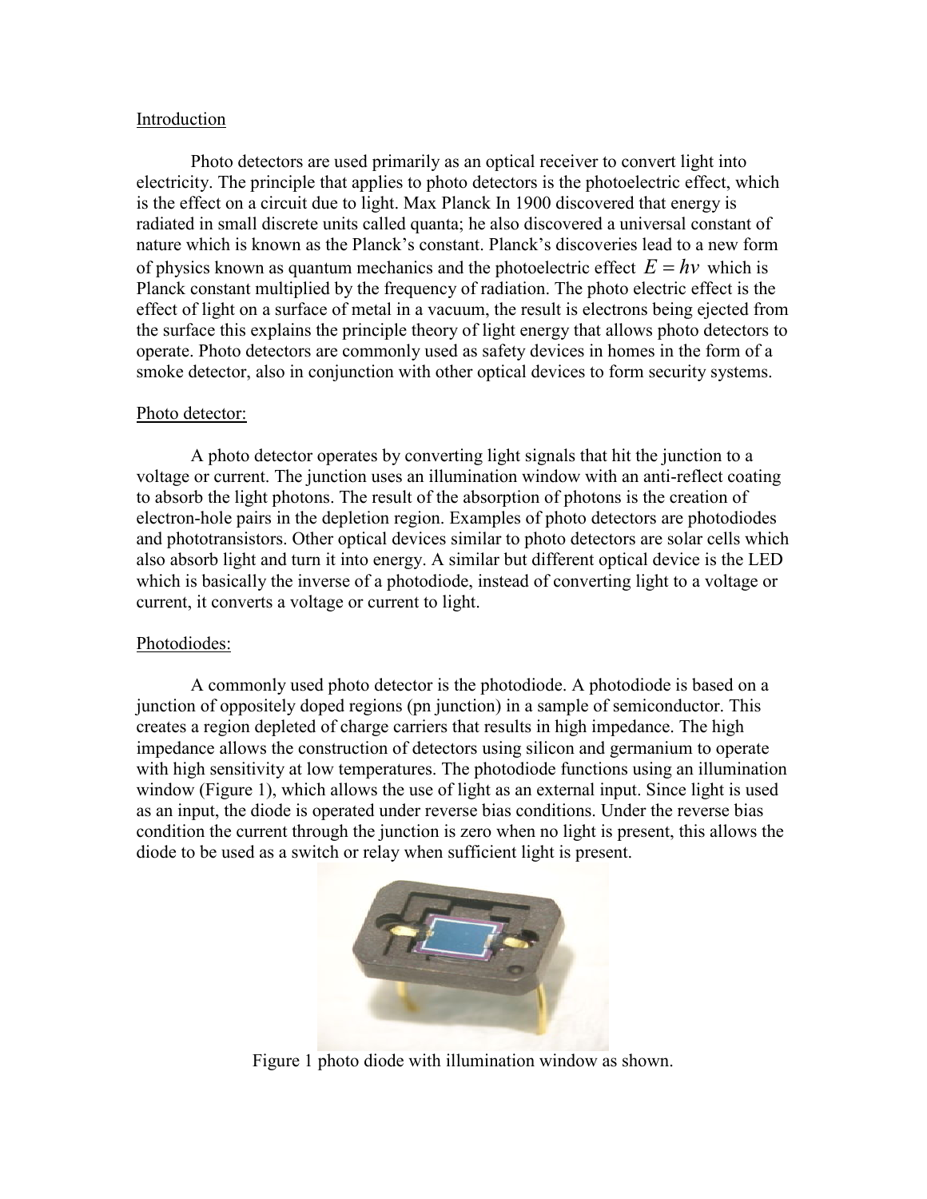## Introduction

Photo detectors are used primarily as an optical receiver to convert light into electricity. The principle that applies to photo detectors is the photoelectric effect, which is the effect on a circuit due to light. Max Planck In 1900 discovered that energy is radiated in small discrete units called quanta; he also discovered a universal constant of nature which is known as the Planck's constant. Planck's discoveries lead to a new form of physics known as quantum mechanics and the photoelectric effect $E = h\nu$ which is Planck constant multiplied by the frequency of radiation. The photo electric effect is the effect of light on a surface of metal in a vacuum, the result is electrons being ejected from the surface this explains the principle theory of light energy that allows photo detectors to operate. Photo detectors are commonly used as safety devices in homes in the form of a smoke detector, also in conjunction with other optical devices to form security systems.

## Photo detector:

A photo detector operates by converting light signals that hit the junction to a voltage or current. The junction uses an illumination window with an anti-reflect coating to absorb the light photons. The result of the absorption of photons is the creation of electron-hole pairs in the depletion region. Examples of photo detectors are photodiodes and phototransistors. Other optical devices similar to photo detectors are solar cells which also absorb light and turn it into energy. A similar but different optical device is the LED which is basically the inverse of a photodiode, instead of converting light to a voltage or current, it converts a voltage or current to light.

## Photodiodes:

A commonly used photo detector is the photodiode. A photodiode is based on a junction of oppositely doped regions (pn junction) in a sample of semiconductor. This creates a region depleted of charge carriers that results in high impedance. The high impedance allows the construction of detectors using silicon and germanium to operate with high sensitivity at low temperatures. The photodiode functions using an illumination window (Figure 1), which allows the use of light as an external input. Since light is used as an input, the diode is operated under reverse bias conditions. Under the reverse bias condition the current through the junction is zero when no light is present, this allows the diode to be used as a switch or relay when sufficient light is present.

Figure 1 photo diode with illumination window as shown.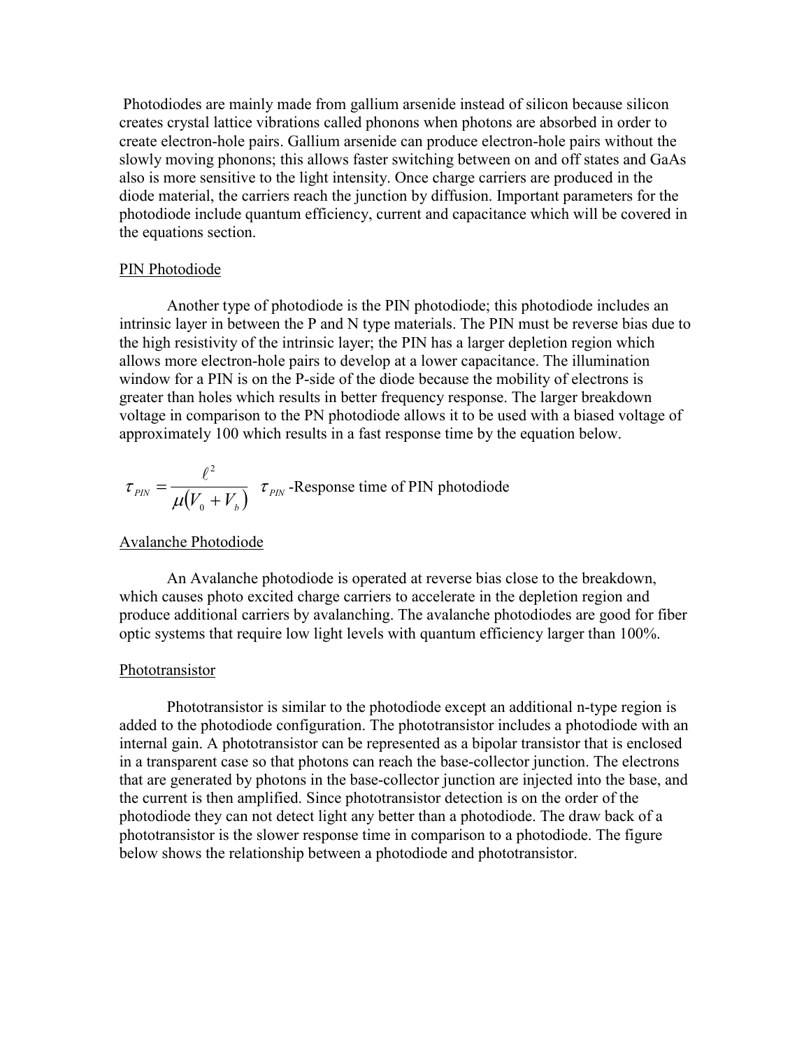Photodiodes are mainly made from gallium arsenide instead of silicon because silicon creates crystal lattice vibrations called phonons when photons are absorbed in order to create electron-hole pairs. Gallium arsenide can produce electron-hole pairs without the slowly moving phonons; this allows faster switching between on and off states and GaAs also is more sensitive to the light intensity. Once charge carriers are produced in the diode material, the carriers reach the junction by diffusion. Important parameters for the photodiode include quantum efficiency, current and capacitance which will be covered in the equations section.

## PIN Photodiode

Another type of photodiode is the PIN photodiode; this photodiode includes an intrinsic layer in between the P and N type materials. The PIN must be reverse bias due to the high resistivity of the intrinsic layer; the PIN has a larger depletion region which allows more electron-hole pairs to develop at a lower capacitance. The illumination window for a PIN is on the P-side of the diode because the mobility of electrons is greater than holes which results in better frequency response. The larger breakdown voltage in comparison to the PN photodiode allows it to be used with a biased voltage of approximately 100 which results in a fast response time by the equation below.

$$\tau_{PIN} = \frac{\ell^2}{\mu(V_0 + V_b)}$$

$\tau_{PIN}$ -Response time of PIN photodiode

## Avalanche Photodiode

An Avalanche photodiode is operated at reverse bias close to the breakdown, which causes photo excited charge carriers to accelerate in the depletion region and produce additional carriers by avalanching. The avalanche photodiodes are good for fiber optic systems that require low light levels with quantum efficiency larger than 100%.

## Phototransistor

Phototransistor is similar to the photodiode except an additional n-type region is added to the photodiode configuration. The phototransistor includes a photodiode with an internal gain. A phototransistor can be represented as a bipolar transistor that is enclosed in a transparent case so that photons can reach the base-collector junction. The electrons that are generated by photons in the base-collector junction are injected into the base, and the current is then amplified. Since phototransistor detection is on the order of the photodiode they can not detect light any better than a photodiode. The draw back of a phototransistor is the slower response time in comparison to a photodiode. The figure below shows the relationship between a photodiode and phototransistor.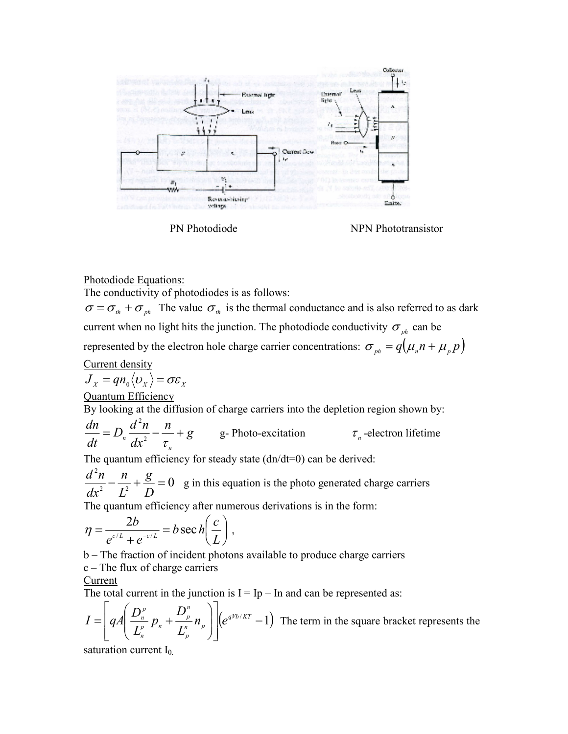PN Photodiode NPN Phototransistor

Photodiode Equations:

The conductivity of photodiodes is as follows:

$\sigma = \sigma_{th} + \sigma_{ph}$ The value $\sigma_{th}$ is the thermal conductance and is also referred to as dark current when no light hits the junction. The photodiode conductivity $\sigma_{ph}$ can be represented by the electron hole charge carrier concentrations: $\sigma_{ph} = q(\mu_n n + \mu_p p)$

Current density

$$J_X = qn_0 \langle \upsilon_X \rangle = \sigma \varepsilon_X$$

Quantum Efficiency

By looking at the diffusion of charge carriers into the depletion region shown by:

$$\frac{dn}{dt} = D_n \frac{d^2 n}{dx^2} - \frac{n}{\tau_n} + g$$

g- Photo-excitation $\tau_n$ -electron lifetime

The quantum efficiency for steady state (dn/dt=0) can be derived:

$$\frac{d^2 n}{dx^2} - \frac{n}{L^2} + \frac{g}{D} = 0$$

g in this equation is the photo generated charge carriers

The quantum efficiency after numerous derivations is in the form:

$$\eta = \frac{2b}{e^{c/L} + e^{-c/L}} = b \sec h\left(\frac{c}{L}\right),$$

b – The fraction of incident photons available to produce charge carriers

c – The flux of charge carriers

Current

The total current in the junction is I = Ip – In and can be represented as:

$$I = \left[ qA\left( \frac{D_n^p}{L_n^p} p_n + \frac{D_p^n}{L_p^n} n_p \right) \right] \left( e^{qVb/KT} - 1 \right)$$

The term in the square bracket represents the saturation current $I_0$.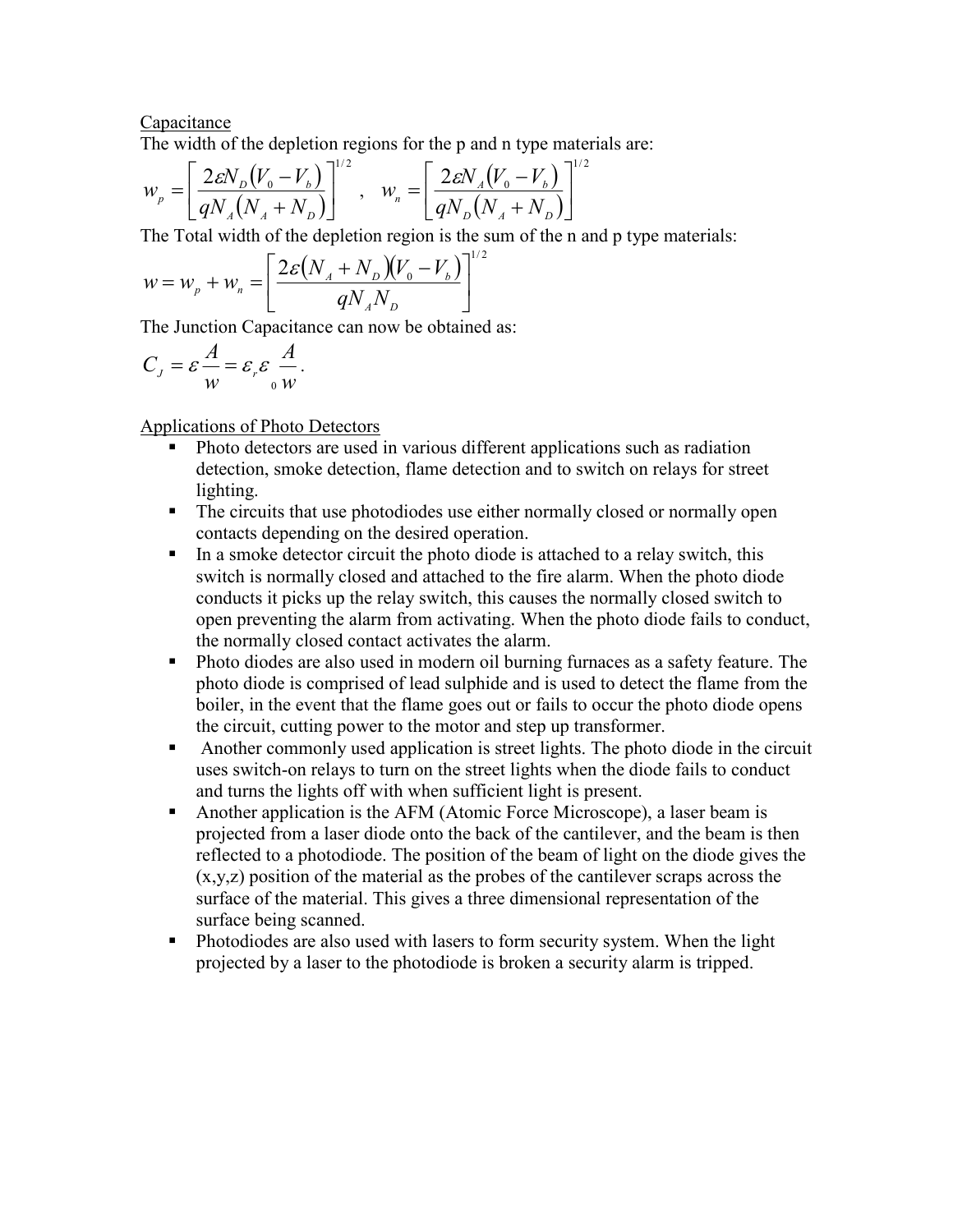Capacitance

The width of the depletion regions for the p and n type materials are:

$$w_p = \left[ \frac{2\varepsilon N_D (V_0 - V_b)}{q N_A (N_A + N_D)} \right]^{1/2} \quad , \quad w_n = \left[ \frac{2\varepsilon N_A (V_0 - V_b)}{q N_D (N_A + N_D)} \right]^{1/2}$$

The Total width of the depletion region is the sum of the n and p type materials:

$$w = w_p + w_n = \left[ \frac{2\varepsilon (N_A + N_D)(V_0 - V_b)}{q N_A N_D} \right]^{1/2}$$

The Junction Capacitance can now be obtained as:

$$C_J = \varepsilon \frac{A}{w} = \varepsilon_r \varepsilon_0 \frac{A}{w}.$$

Applications of Photo Detectors

- Photo detectors are used in various different applications such as radiation detection, smoke detection, flame detection and to switch on relays for street lighting.
- The circuits that use photodiodes use either normally closed or normally open contacts depending on the desired operation.
- In a smoke detector circuit the photo diode is attached to a relay switch, this switch is normally closed and attached to the fire alarm. When the photo diode conducts it picks up the relay switch, this causes the normally closed switch to open preventing the alarm from activating. When the photo diode fails to conduct, the normally closed contact activates the alarm.
- Photo diodes are also used in modern oil burning furnaces as a safety feature. The photo diode is comprised of lead sulphide and is used to detect the flame from the boiler, in the event that the flame goes out or fails to occur the photo diode opens the circuit, cutting power to the motor and step up transformer.
- Another commonly used application is street lights. The photo diode in the circuit uses switch-on relays to turn on the street lights when the diode fails to conduct and turns the lights off with when sufficient light is present.
- Another application is the AFM (Atomic Force Microscope), a laser beam is projected from a laser diode onto the back of the cantilever, and the beam is then reflected to a photodiode. The position of the beam of light on the diode gives the (x,y,z) position of the material as the probes of the cantilever scraps across the surface of the material. This gives a three dimensional representation of the surface being scanned.
- Photodiodes are also used with lasers to form security system. When the light projected by a laser to the photodiode is broken a security alarm is tripped.